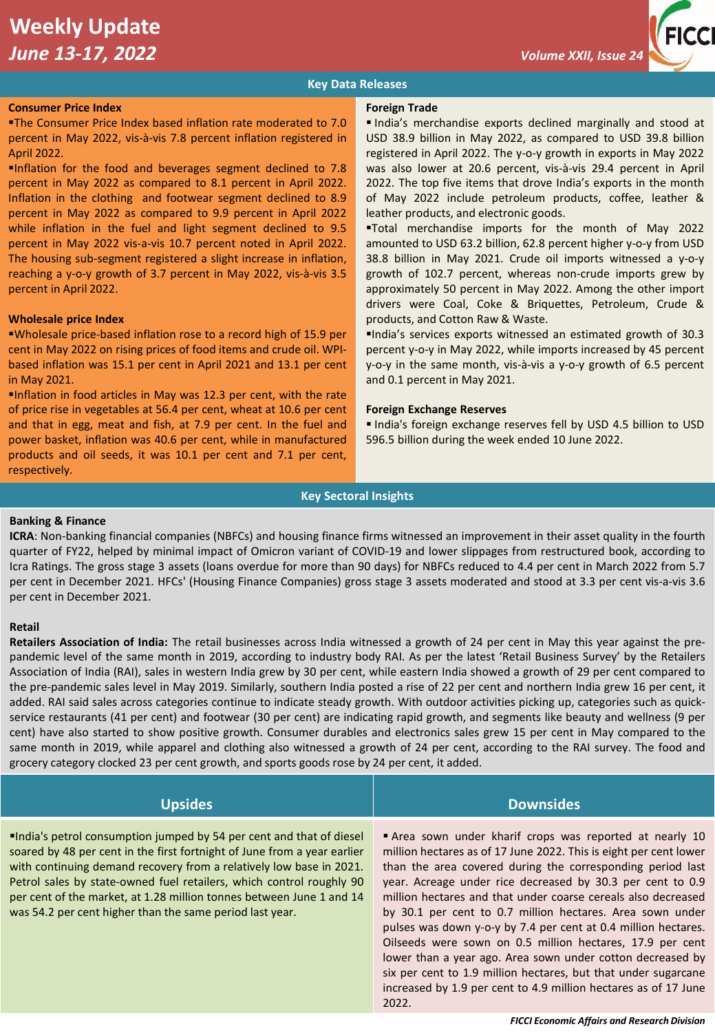# Weekly Update

***June 13-17, 2022***

## Key Data Releases

### Consumer Price Index

- The Consumer Price Index based inflation rate moderated to 7.0 percent in May 2022, vis-à-vis 7.8 percent inflation registered in April 2022.
- Inflation for the food and beverages segment declined to 7.8 percent in May 2022 as compared to 8.1 percent in April 2022. Inflation in the clothing and footwear segment declined to 8.9 percent in May 2022 as compared to 9.9 percent in April 2022 while inflation in the fuel and light segment declined to 9.5 percent in May 2022 vis-a-vis 10.7 percent noted in April 2022. The housing sub-segment registered a slight increase in inflation, reaching a y-o-y growth of 3.7 percent in May 2022, vis-à-vis 3.5 percent in April 2022.

### Wholesale price Index

- Wholesale price-based inflation rose to a record high of 15.9 per cent in May 2022 on rising prices of food items and crude oil. WPI-based inflation was 15.1 per cent in April 2021 and 13.1 per cent in May 2021.
- Inflation in food articles in May was 12.3 per cent, with the rate of price rise in vegetables at 56.4 per cent, wheat at 10.6 per cent and that in egg, meat and fish, at 7.9 per cent. In the fuel and power basket, inflation was 40.6 per cent, while in manufactured products and oil seeds, it was 10.1 per cent and 7.1 per cent, respectively.

### Foreign Trade

- India's merchandise exports declined marginally and stood at USD 38.9 billion in May 2022, as compared to USD 39.8 billion registered in April 2022. The y-o-y growth in exports in May 2022 was also lower at 20.6 percent, vis-à-vis 29.4 percent in April 2022. The top five items that drove India's exports in the month of May 2022 include petroleum products, coffee, leather & leather products, and electronic goods.
- Total merchandise imports for the month of May 2022 amounted to USD 63.2 billion, 62.8 percent higher y-o-y from USD 38.8 billion in May 2021. Crude oil imports witnessed a y-o-y growth of 102.7 percent, whereas non-crude imports grew by approximately 50 percent in May 2022. Among the other import drivers were Coal, Coke & Briquettes, Petroleum, Crude & products, and Cotton Raw & Waste.
- India's services exports witnessed an estimated growth of 30.3 percent y-o-y in May 2022, while imports increased by 45 percent y-o-y in the same month, vis-à-vis a y-o-y growth of 6.5 percent and 0.1 percent in May 2021.

### Foreign Exchange Reserves

- India's foreign exchange reserves fell by USD 4.5 billion to USD 596.5 billion during the week ended 10 June 2022.

## Key Sectoral Insights

### Banking & Finance

**ICRA**: Non-banking financial companies (NBFCs) and housing finance firms witnessed an improvement in their asset quality in the fourth quarter of FY22, helped by minimal impact of Omicron variant of COVID-19 and lower slippages from restructured book, according to Icra Ratings. The gross stage 3 assets (loans overdue for more than 90 days) for NBFCs reduced to 4.4 per cent in March 2022 from 5.7 per cent in December 2021. HFCs' (Housing Finance Companies) gross stage 3 assets moderated and stood at 3.3 per cent vis-a-vis 3.6 per cent in December 2021.

### Retail

**Retailers Association of India:** The retail businesses across India witnessed a growth of 24 per cent in May this year against the pre-pandemic level of the same month in 2019, according to industry body RAI. As per the latest 'Retail Business Survey' by the Retailers Association of India (RAI), sales in western India grew by 30 per cent, while eastern India showed a growth of 29 per cent compared to the pre-pandemic sales level in May 2019. Similarly, southern India posted a rise of 22 per cent and northern India grew 16 per cent, it added. RAI said sales across categories continue to indicate steady growth. With outdoor activities picking up, categories such as quick-service restaurants (41 per cent) and footwear (30 per cent) are indicating rapid growth, and segments like beauty and wellness (9 per cent) have also started to show positive growth. Consumer durables and electronics sales grew 15 per cent in May compared to the same month in 2019, while apparel and clothing also witnessed a growth of 24 per cent, according to the RAI survey. The food and grocery category clocked 23 per cent growth, and sports goods rose by 24 per cent, it added.

## Upsides

- India's petrol consumption jumped by 54 per cent and that of diesel soared by 48 per cent in the first fortnight of June from a year earlier with continuing demand recovery from a relatively low base in 2021. Petrol sales by state-owned fuel retailers, which control roughly 90 per cent of the market, at 1.28 million tonnes between June 1 and 14 was 54.2 per cent higher than the same period last year.

## Downsides

- Area sown under kharif crops was reported at nearly 10 million hectares as of 17 June 2022. This is eight per cent lower than the area covered during the corresponding period last year. Acreage under rice decreased by 30.3 per cent to 0.9 million hectares and that under coarse cereals also decreased by 30.1 per cent to 0.7 million hectares. Area sown under pulses was down y-o-y by 7.4 per cent at 0.4 million hectares. Oilseeds were sown on 0.5 million hectares, 17.9 per cent lower than a year ago. Area sown under cotton decreased by six per cent to 1.9 million hectares, but that under sugarcane increased by 1.9 per cent to 4.9 million hectares as of 17 June 2022.

*FICCI Economic Affairs and Research Division*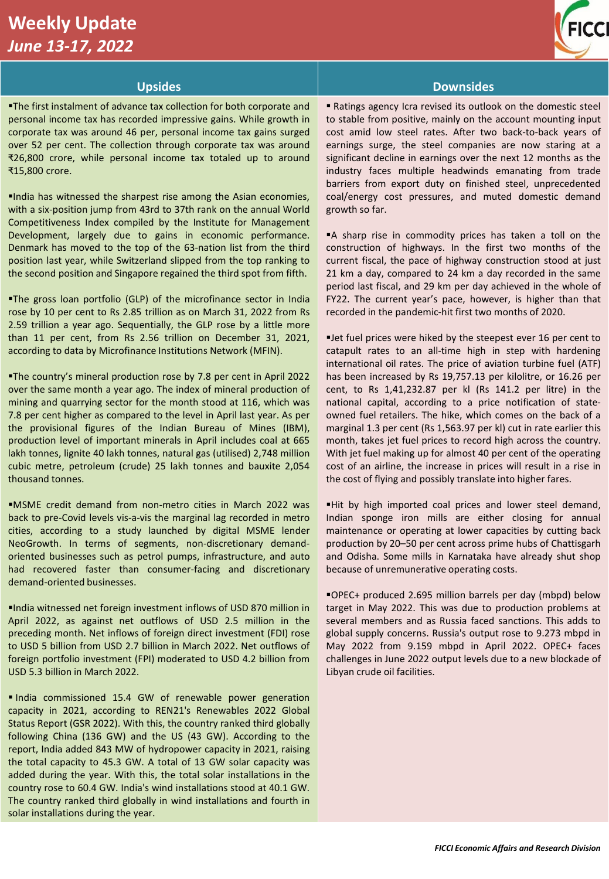# Weekly Update

*June 13-17, 2022*

## Upsides

- The first instalment of advance tax collection for both corporate and personal income tax has recorded impressive gains. While growth in corporate tax was around 46 per, personal income tax gains surged over 52 per cent. The collection through corporate tax was around ₹26,800 crore, while personal income tax totaled up to around ₹15,800 crore.

- India has witnessed the sharpest rise among the Asian economies, with a six-position jump from 43rd to 37th rank on the annual World Competitiveness Index compiled by the Institute for Management Development, largely due to gains in economic performance. Denmark has moved to the top of the 63-nation list from the third position last year, while Switzerland slipped from the top ranking to the second position and Singapore regained the third spot from fifth.

- The gross loan portfolio (GLP) of the microfinance sector in India rose by 10 per cent to Rs 2.85 trillion as on March 31, 2022 from Rs 2.59 trillion a year ago. Sequentially, the GLP rose by a little more than 11 per cent, from Rs 2.56 trillion on December 31, 2021, according to data by Microfinance Institutions Network (MFIN).

- The country's mineral production rose by 7.8 per cent in April 2022 over the same month a year ago. The index of mineral production of mining and quarrying sector for the month stood at 116, which was 7.8 per cent higher as compared to the level in April last year. As per the provisional figures of the Indian Bureau of Mines (IBM), production level of important minerals in April includes coal at 665 lakh tonnes, lignite 40 lakh tonnes, natural gas (utilised) 2,748 million cubic metre, petroleum (crude) 25 lakh tonnes and bauxite 2,054 thousand tonnes.

- MSME credit demand from non-metro cities in March 2022 was back to pre-Covid levels vis-a-vis the marginal lag recorded in metro cities, according to a study launched by digital MSME lender NeoGrowth. In terms of segments, non-discretionary demand-oriented businesses such as petrol pumps, infrastructure, and auto had recovered faster than consumer-facing and discretionary demand-oriented businesses.

- India witnessed net foreign investment inflows of USD 870 million in April 2022, as against net outflows of USD 2.5 million in the preceding month. Net inflows of foreign direct investment (FDI) rose to USD 5 billion from USD 2.7 billion in March 2022. Net outflows of foreign portfolio investment (FPI) moderated to USD 4.2 billion from USD 5.3 billion in March 2022.

- India commissioned 15.4 GW of renewable power generation capacity in 2021, according to REN21's Renewables 2022 Global Status Report (GSR 2022). With this, the country ranked third globally following China (136 GW) and the US (43 GW). According to the report, India added 843 MW of hydropower capacity in 2021, raising the total capacity to 45.3 GW. A total of 13 GW solar capacity was added during the year. With this, the total solar installations in the country rose to 60.4 GW. India's wind installations stood at 40.1 GW. The country ranked third globally in wind installations and fourth in solar installations during the year.

## Downsides

- Ratings agency Icra revised its outlook on the domestic steel to stable from positive, mainly on the account mounting input cost amid low steel rates. After two back-to-back years of earnings surge, the steel companies are now staring at a significant decline in earnings over the next 12 months as the industry faces multiple headwinds emanating from trade barriers from export duty on finished steel, unprecedented coal/energy cost pressures, and muted domestic demand growth so far.

- A sharp rise in commodity prices has taken a toll on the construction of highways. In the first two months of the current fiscal, the pace of highway construction stood at just 21 km a day, compared to 24 km a day recorded in the same period last fiscal, and 29 km per day achieved in the whole of FY22. The current year's pace, however, is higher than that recorded in the pandemic-hit first two months of 2020.

- Jet fuel prices were hiked by the steepest ever 16 per cent to catapult rates to an all-time high in step with hardening international oil rates. The price of aviation turbine fuel (ATF) has been increased by Rs 19,757.13 per kilolitre, or 16.26 per cent, to Rs 1,41,232.87 per kl (Rs 141.2 per litre) in the national capital, according to a price notification of state-owned fuel retailers. The hike, which comes on the back of a marginal 1.3 per cent (Rs 1,563.97 per kl) cut in rate earlier this month, takes jet fuel prices to record high across the country. With jet fuel making up for almost 40 per cent of the operating cost of an airline, the increase in prices will result in a rise in the cost of flying and possibly translate into higher fares.

- Hit by high imported coal prices and lower steel demand, Indian sponge iron mills are either closing for annual maintenance or operating at lower capacities by cutting back production by 20–50 per cent across prime hubs of Chattisgarh and Odisha. Some mills in Karnataka have already shut shop because of unremunerative operating costs.

- OPEC+ produced 2.695 million barrels per day (mbpd) below target in May 2022. This was due to production problems at several members and as Russia faced sanctions. This adds to global supply concerns. Russia's output rose to 9.273 mbpd in May 2022 from 9.159 mbpd in April 2022. OPEC+ faces challenges in June 2022 output levels due to a new blockade of Libyan crude oil facilities.

*FICCI Economic Affairs and Research Division*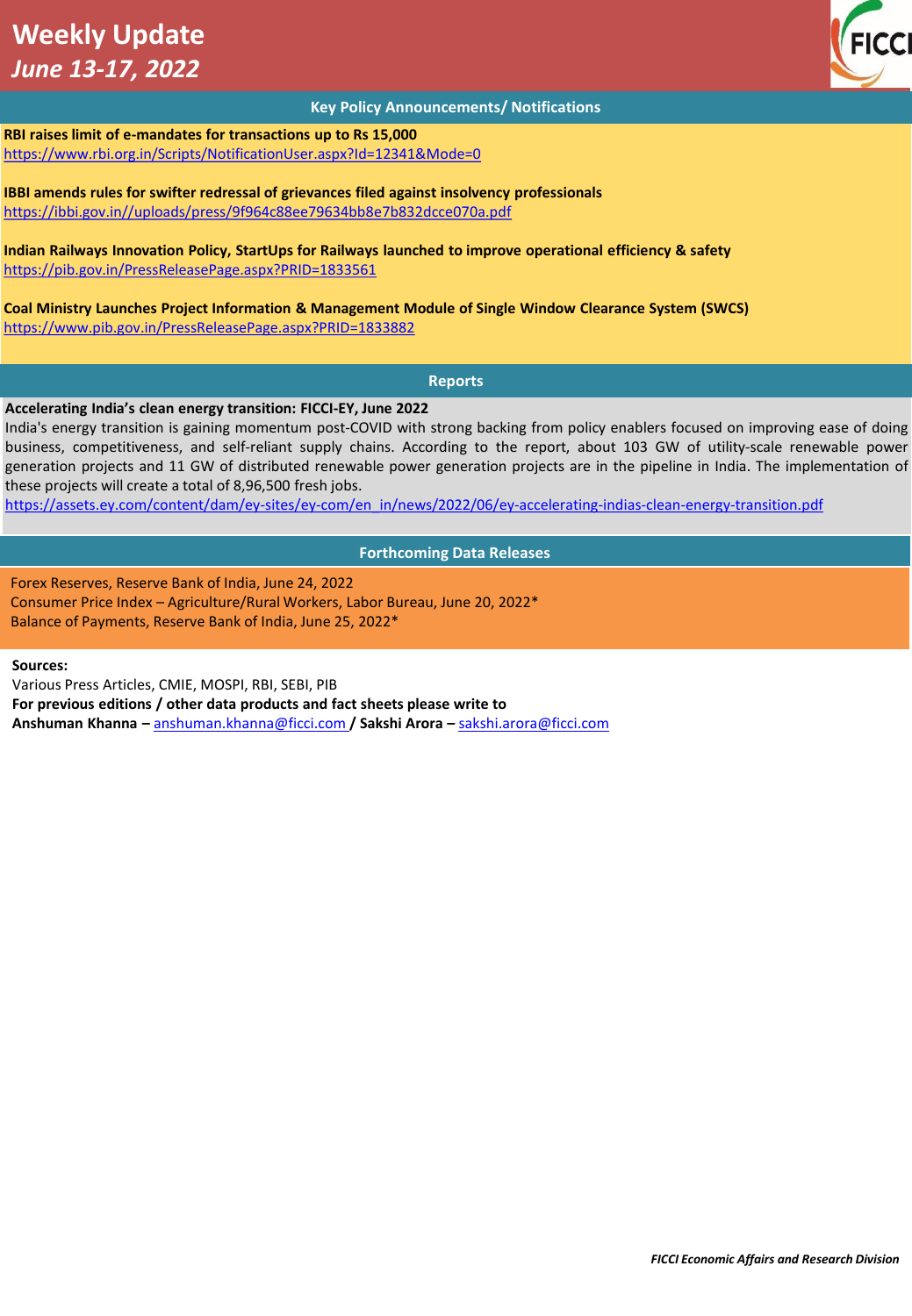# Weekly Update
## *June 13-17, 2022*

### Key Policy Announcements/ Notifications

**RBI raises limit of e-mandates for transactions up to Rs 15,000**
https://www.rbi.org.in/Scripts/NotificationUser.aspx?Id=12341&Mode=0

**IBBI amends rules for swifter redressal of grievances filed against insolvency professionals**
https://ibbi.gov.in//uploads/press/9f964c88ee79634bb8e7b832dcce070a.pdf

**Indian Railways Innovation Policy, StartUps for Railways launched to improve operational efficiency & safety**
https://pib.gov.in/PressReleasePage.aspx?PRID=1833561

**Coal Ministry Launches Project Information & Management Module of Single Window Clearance System (SWCS)**
https://www.pib.gov.in/PressReleasePage.aspx?PRID=1833882

### Reports

**Accelerating India's clean energy transition: FICCI-EY, June 2022**
India's energy transition is gaining momentum post-COVID with strong backing from policy enablers focused on improving ease of doing business, competitiveness, and self-reliant supply chains. According to the report, about 103 GW of utility-scale renewable power generation projects and 11 GW of distributed renewable power generation projects are in the pipeline in India. The implementation of these projects will create a total of 8,96,500 fresh jobs.
https://assets.ey.com/content/dam/ey-sites/ey-com/en_in/news/2022/06/ey-accelerating-indias-clean-energy-transition.pdf

### Forthcoming Data Releases

Forex Reserves, Reserve Bank of India, June 24, 2022
Consumer Price Index – Agriculture/Rural Workers, Labor Bureau, June 20, 2022*
Balance of Payments, Reserve Bank of India, June 25, 2022*

**Sources:**
Various Press Articles, CMIE, MOSPI, RBI, SEBI, PIB
**For previous editions / other data products and fact sheets please write to**
**Anshuman Khanna –** anshuman.khanna@ficci.com **/ Sakshi Arora –** sakshi.arora@ficci.com

***FICCI Economic Affairs and Research Division***